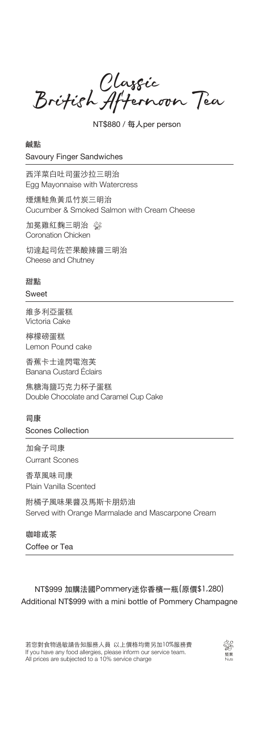# Classic British Afternoon Tea

NT$880 / 每人per person

## 鹹點

### Savoury Finger Sandwiches

西洋菜白吐司蛋沙拉三明治
Egg Mayonnaise with Watercress

煙燻鮭魚黃瓜竹炭三明治
Cucumber & Smoked Salmon with Cream Cheese

加冕雞紅麴三明治 (堅果 Nuts)
Coronation Chicken

切達起司佐芒果酸辣醬三明治
Cheese and Chutney

## 甜點

### Sweet

維多利亞蛋糕
Victoria Cake

檸檬磅蛋糕
Lemon Pound cake

香蕉卡士達閃電泡芙
Banana Custard Éclairs

焦糖海鹽巧克力杯子蛋糕
Double Chocolate and Caramel Cup Cake

## 司康

### Scones Collection

加侖子司康
Currant Scones

香草風味司康
Plain Vanilla Scented

附橘子風味果醬及馬斯卡朋奶油
Served with Orange Marmalade and Mascarpone Cream

## 咖啡或茶

### Coffee or Tea

NT$999 加購法國Pommery迷你香檳一瓶(原價$1,280)
Additional NT$999 with a mini bottle of Pommery Champagne

若您對食物過敏請告知服務人員 以上價格均需另加10%服務費
If you have any food allergies, please inform our service team.
All prices are subjected to a 10% service charge

堅果 Nuts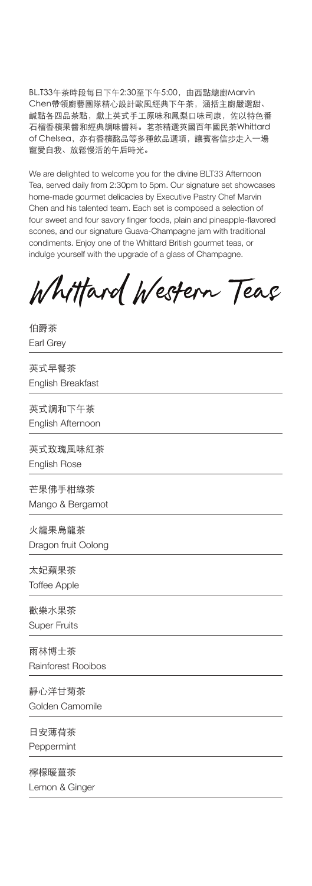BL.T33午茶時段每日下午2:30至下午5:00，由西點總廚Marvin Chen帶領廚藝團隊精心設計歐風經典下午茶，涵括主廚嚴選甜、鹹點各四品茶點，獻上英式手工原味和鳳梨口味司康，佐以特色番石榴香檳果醬和經典調味醬料。茗茶精選英國百年國民茶Whittard of Chelsea，亦有香檳酩品等多種飲品選項，讓賓客信步走入一場寵愛自我、放鬆慢活的午后時光。

We are delighted to welcome you for the divine BLT33 Afternoon Tea, served daily from 2:30pm to 5pm. Our signature set showcases home-made gourmet delicacies by Executive Pastry Chef Marvin Chen and his talented team. Each set is composed a selection of four sweet and four savory finger foods, plain and pineapple-flavored scones, and our signature Guava-Champagne jam with traditional condiments. Enjoy one of the Whittard British gourmet teas, or indulge yourself with the upgrade of a glass of Champagne.

# Whittard Western Teas

伯爵茶
Earl Grey

英式早餐茶
English Breakfast

英式調和下午茶
English Afternoon

英式玫瑰風味紅茶
English Rose

芒果佛手柑綠茶
Mango & Bergamot

火龍果烏龍茶
Dragon fruit Oolong

太妃蘋果茶
Toffee Apple

歡樂水果茶
Super Fruits

雨林博士茶
Rainforest Rooibos

靜心洋甘菊茶
Golden Camomile

日安薄荷茶
Peppermint

檸檬暖薑茶
Lemon & Ginger